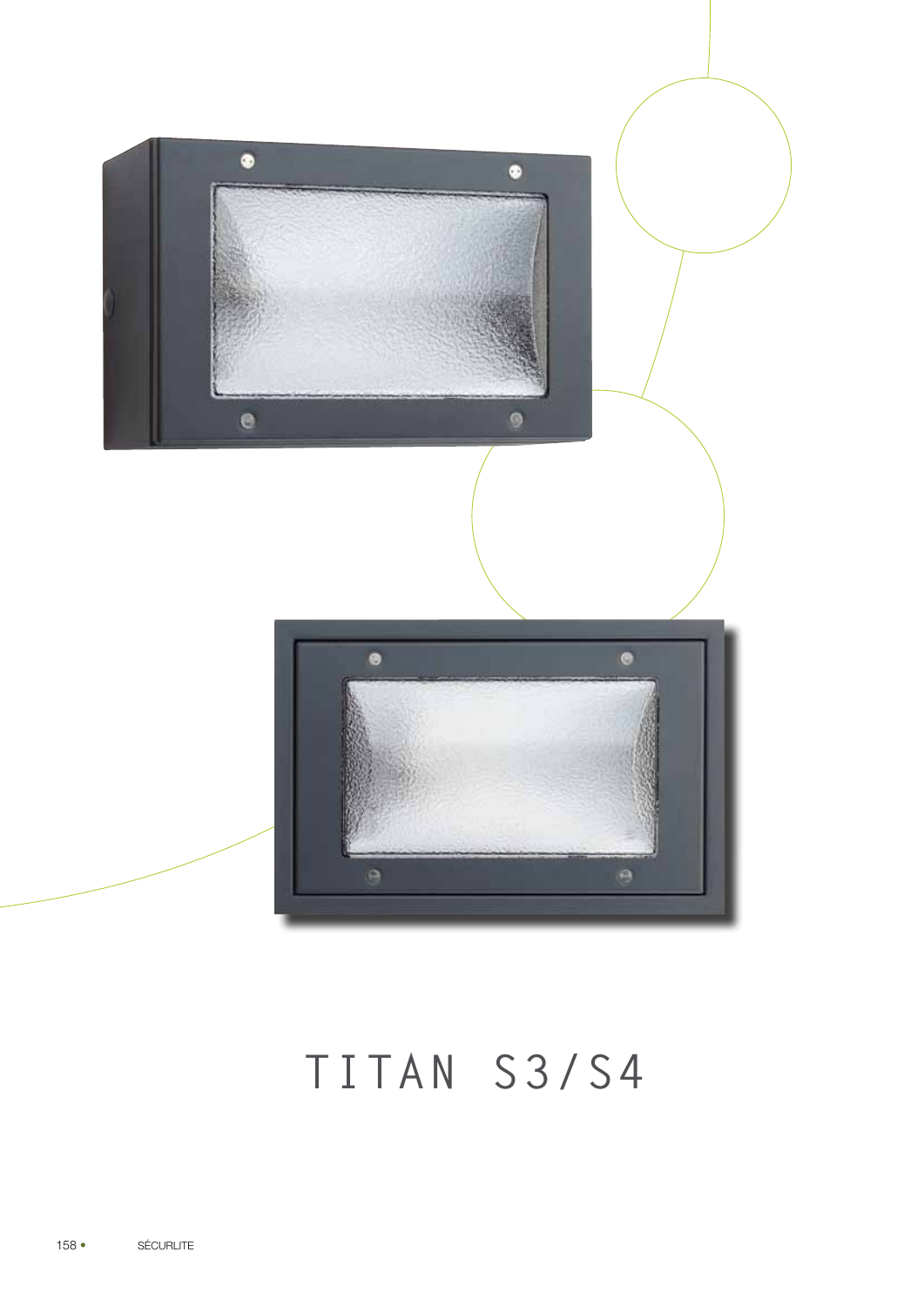# TITAN S3/S4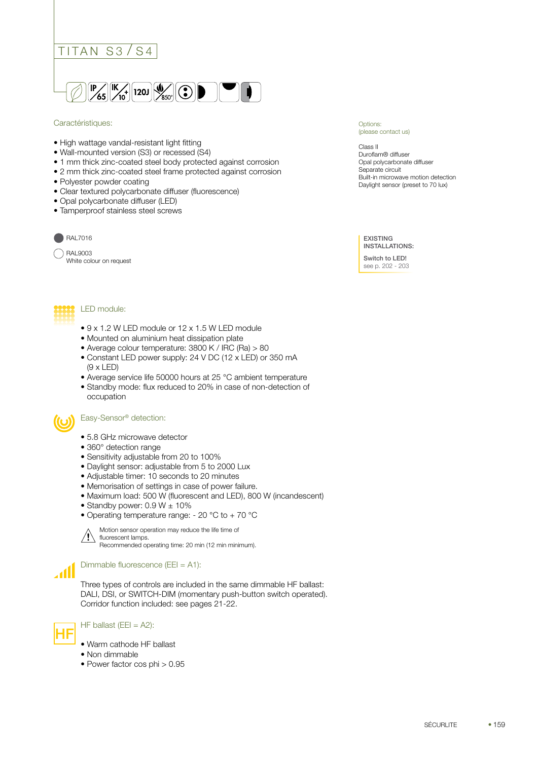# TITAN S3 / S4

## Caractéristiques:

- High wattage vandal-resistant light fitting
- Wall-mounted version (S3) or recessed (S4)
- 1 mm thick zinc-coated steel body protected against corrosion
- 2 mm thick zinc-coated steel frame protected against corrosion
- Polyester powder coating
- Clear textured polycarbonate diffuser (fluorescence)
- Opal polycarbonate diffuser (LED)
- Tamperproof stainless steel screws

RAL7016

RAL9003
White colour on request

Options:
(please contact us)

Class II
Duroflam® diffuser
Opal polycarbonate diffuser
Separate circuit
Built-in microwave motion detection
Daylight sensor (preset to 70 lux)

**EXISTING INSTALLATIONS:**

**Switch to LED!**
see p. 202 - 203

## LED module:

- 9 x 1.2 W LED module or 12 x 1.5 W LED module
- Mounted on aluminium heat dissipation plate
- Average colour temperature: 3800 K / IRC (Ra) > 80
- Constant LED power supply: 24 V DC (12 x LED) or 350 mA (9 x LED)
- Average service life 50000 hours at 25 °C ambient temperature
- Standby mode: flux reduced to 20% in case of non-detection of occupation

## Easy-Sensor® detection:

- 5.8 GHz microwave detector
- 360° detection range
- Sensitivity adjustable from 20 to 100%
- Daylight sensor: adjustable from 5 to 2000 Lux
- Adjustable timer: 10 seconds to 20 minutes
- Memorisation of settings in case of power failure.
- Maximum load: 500 W (fluorescent and LED), 800 W (incandescent)
- Standby power: 0.9 W ± 10%
- Operating temperature range: - 20 °C to + 70 °C

Motion sensor operation may reduce the life time of fluorescent lamps.
Recommended operating time: 20 min (12 min minimum).

## Dimmable fluorescence (EEI = A1):

Three types of controls are included in the same dimmable HF ballast: DALI, DSI, or SWITCH-DIM (momentary push-button switch operated). Corridor function included: see pages 21-22.

## HF ballast (EEI = A2):

- Warm cathode HF ballast
- Non dimmable
- Power factor cos phi > 0.95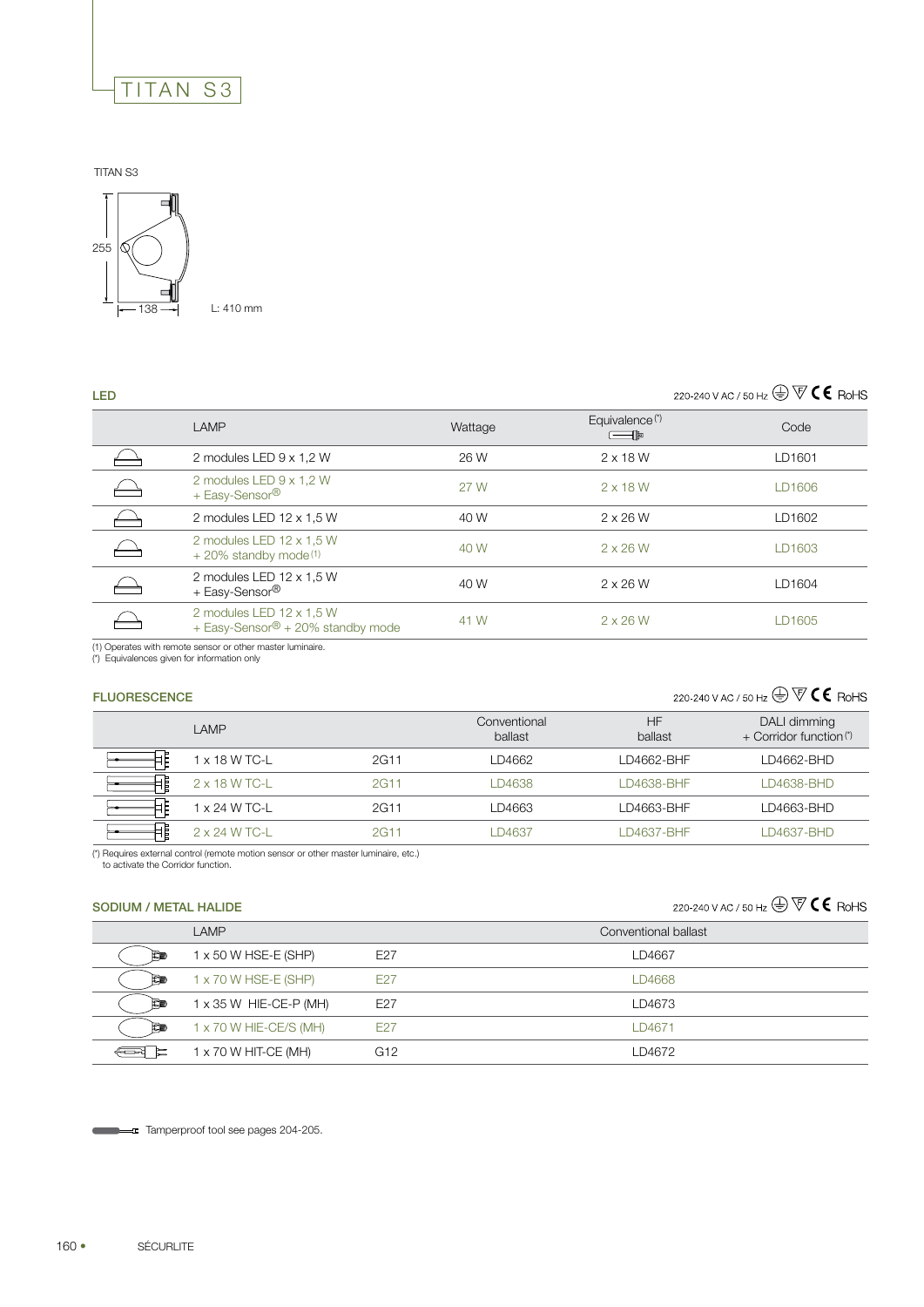# TITAN S3

TITAN S3

255

138

L: 410 mm

## LED

220-240 V AC / 50 Hz CE RoHS

| | LAMP | Wattage | Equivalence (*) | Code |
|---|---|---|---|---|
| | 2 modules LED 9 x 1,2 W | 26 W | 2 x 18 W | LD1601 |
| | 2 modules LED 9 x 1,2 W + Easy-Sensor® | 27 W | 2 x 18 W | LD1606 |
| | 2 modules LED 12 x 1,5 W | 40 W | 2 x 26 W | LD1602 |
| | 2 modules LED 12 x 1,5 W + 20% standby mode (1) | 40 W | 2 x 26 W | LD1603 |
| | 2 modules LED 12 x 1,5 W + Easy-Sensor® | 40 W | 2 x 26 W | LD1604 |
| | 2 modules LED 12 x 1,5 W + Easy-Sensor® + 20% standby mode | 41 W | 2 x 26 W | LD1605 |

(1) Operates with remote sensor or other master luminaire.
(*) Equivalences given for information only

## FLUORESCENCE

220-240 V AC / 50 Hz CE RoHS

| | LAMP | | Conventional ballast | HF ballast | DALI dimming + Corridor function (*) |
|---|---|---|---|---|---|
| | 1 x 18 W TC-L | 2G11 | LD4662 | LD4662-BHF | LD4662-BHD |
| | 2 x 18 W TC-L | 2G11 | LD4638 | LD4638-BHF | LD4638-BHD |
| | 1 x 24 W TC-L | 2G11 | LD4663 | LD4663-BHF | LD4663-BHD |
| | 2 x 24 W TC-L | 2G11 | LD4637 | LD4637-BHF | LD4637-BHD |

(*) Requires external control (remote motion sensor or other master luminaire, etc.) to activate the Corridor function.

## SODIUM / METAL HALIDE

220-240 V AC / 50 Hz CE RoHS

| | LAMP | | Conventional ballast |
|---|---|---|---|
| | 1 x 50 W HSE-E (SHP) | E27 | LD4667 |
| | 1 x 70 W HSE-E (SHP) | E27 | LD4668 |
| | 1 x 35 W HIE-CE-P (MH) | E27 | LD4673 |
| | 1 x 70 W HIE-CE/S (MH) | E27 | LD4671 |
| | 1 x 70 W HIT-CE (MH) | G12 | LD4672 |

Tamperproof tool see pages 204-205.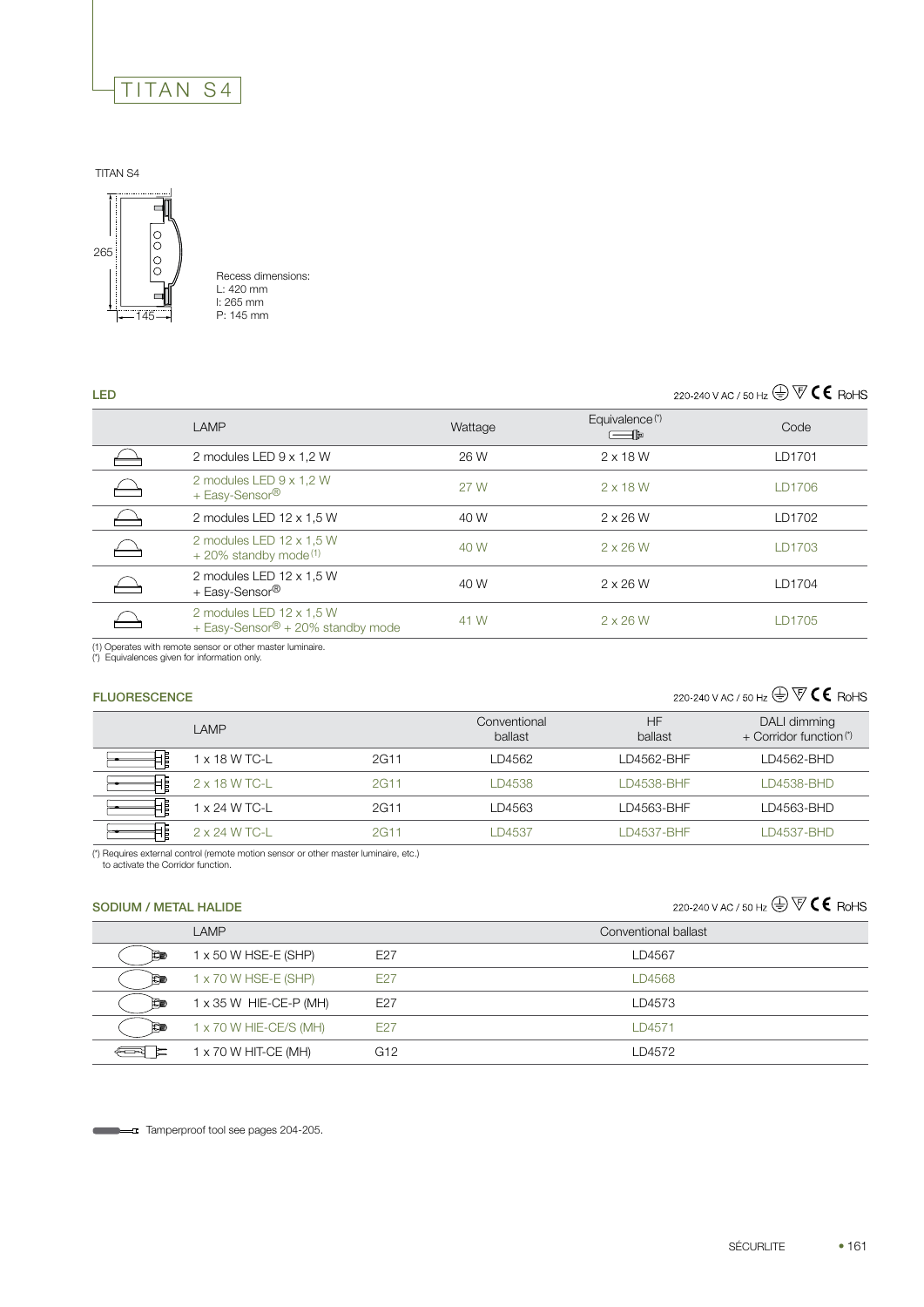# TITAN S4

TITAN S4

265

145

Recess dimensions:
L: 420 mm
l: 265 mm
P: 145 mm

## LED

220-240 V AC / 50 Hz RoHS

| | LAMP | Wattage | Equivalence (*) | Code |
|---|---|---|---|---|
| | 2 modules LED 9 x 1,2 W | 26 W | 2 x 18 W | LD1701 |
| | 2 modules LED 9 x 1,2 W + Easy-Sensor® | 27 W | 2 x 18 W | LD1706 |
| | 2 modules LED 12 x 1,5 W | 40 W | 2 x 26 W | LD1702 |
| | 2 modules LED 12 x 1,5 W + 20% standby mode (1) | 40 W | 2 x 26 W | LD1703 |
| | 2 modules LED 12 x 1,5 W + Easy-Sensor® | 40 W | 2 x 26 W | LD1704 |
| | 2 modules LED 12 x 1,5 W + Easy-Sensor® + 20% standby mode | 41 W | 2 x 26 W | LD1705 |

(1) Operates with remote sensor or other master luminaire.
(*) Equivalences given for information only.

## FLUORESCENCE

220-240 V AC / 50 Hz RoHS

| | LAMP | | Conventional ballast | HF ballast | DALI dimming + Corridor function (*) |
|---|---|---|---|---|---|
| | 1 x 18 W TC-L | 2G11 | LD4562 | LD4562-BHF | LD4562-BHD |
| | 2 x 18 W TC-L | 2G11 | LD4538 | LD4538-BHF | LD4538-BHD |
| | 1 x 24 W TC-L | 2G11 | LD4563 | LD4563-BHF | LD4563-BHD |
| | 2 x 24 W TC-L | 2G11 | LD4537 | LD4537-BHF | LD4537-BHD |

(*) Requires external control (remote motion sensor or other master luminaire, etc.) to activate the Corridor function.

## SODIUM / METAL HALIDE

220-240 V AC / 50 Hz RoHS

| | LAMP | | Conventional ballast |
|---|---|---|---|
| | 1 x 50 W HSE-E (SHP) | E27 | LD4567 |
| | 1 x 70 W HSE-E (SHP) | E27 | LD4568 |
| | 1 x 35 W HIE-CE-P (MH) | E27 | LD4573 |
| | 1 x 70 W HIE-CE/S (MH) | E27 | LD4571 |
| | 1 x 70 W HIT-CE (MH) | G12 | LD4572 |

Tamperproof tool see pages 204-205.